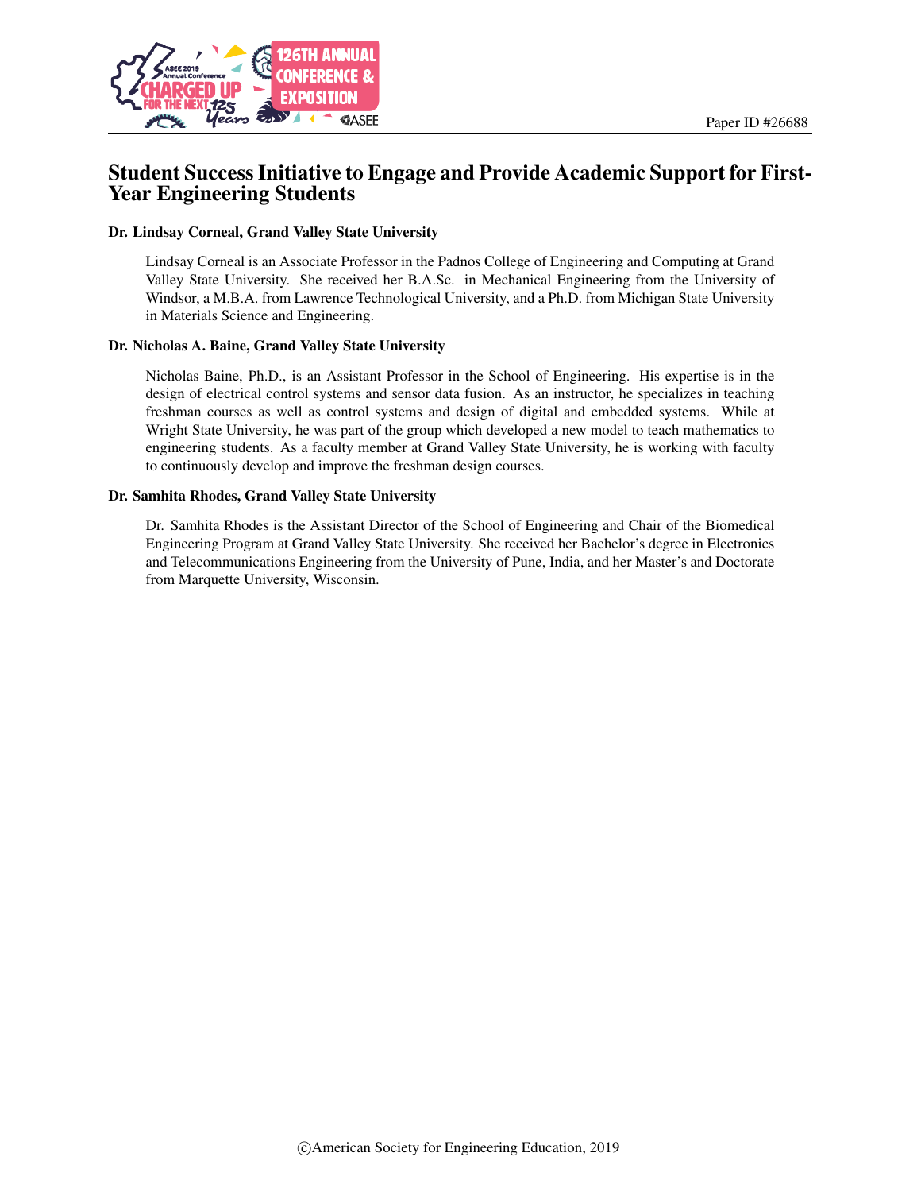Paper ID #26688

# Student Success Initiative to Engage and Provide Academic Support for First-Year Engineering Students

**Dr. Lindsay Corneal, Grand Valley State University**

Lindsay Corneal is an Associate Professor in the Padnos College of Engineering and Computing at Grand Valley State University. She received her B.A.Sc. in Mechanical Engineering from the University of Windsor, a M.B.A. from Lawrence Technological University, and a Ph.D. from Michigan State University in Materials Science and Engineering.

**Dr. Nicholas A. Baine, Grand Valley State University**

Nicholas Baine, Ph.D., is an Assistant Professor in the School of Engineering. His expertise is in the design of electrical control systems and sensor data fusion. As an instructor, he specializes in teaching freshman courses as well as control systems and design of digital and embedded systems. While at Wright State University, he was part of the group which developed a new model to teach mathematics to engineering students. As a faculty member at Grand Valley State University, he is working with faculty to continuously develop and improve the freshman design courses.

**Dr. Samhita Rhodes, Grand Valley State University**

Dr. Samhita Rhodes is the Assistant Director of the School of Engineering and Chair of the Biomedical Engineering Program at Grand Valley State University. She received her Bachelor's degree in Electronics and Telecommunications Engineering from the University of Pune, India, and her Master's and Doctorate from Marquette University, Wisconsin.

©American Society for Engineering Education, 2019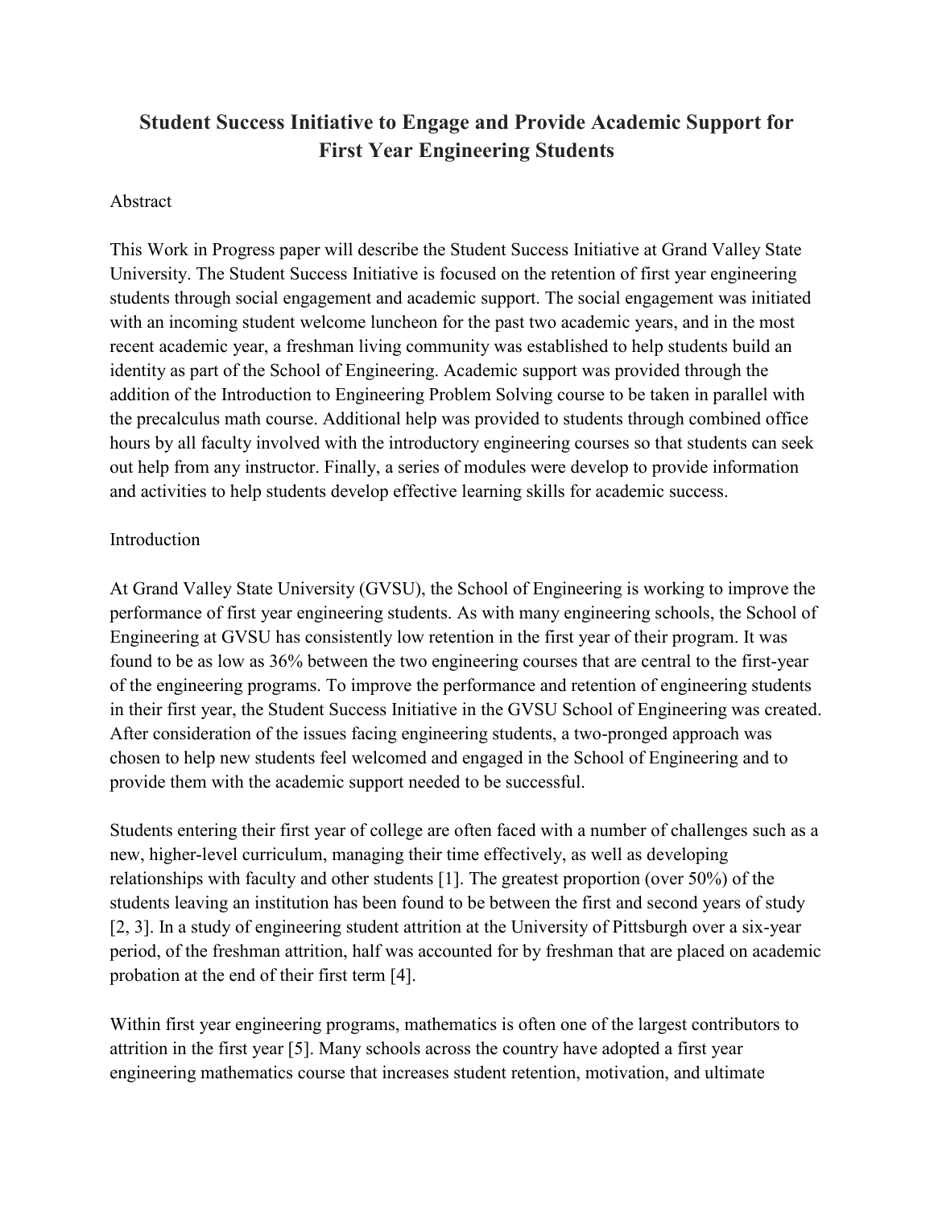# Student Success Initiative to Engage and Provide Academic Support for First Year Engineering Students

## Abstract

This Work in Progress paper will describe the Student Success Initiative at Grand Valley State University. The Student Success Initiative is focused on the retention of first year engineering students through social engagement and academic support. The social engagement was initiated with an incoming student welcome luncheon for the past two academic years, and in the most recent academic year, a freshman living community was established to help students build an identity as part of the School of Engineering. Academic support was provided through the addition of the Introduction to Engineering Problem Solving course to be taken in parallel with the precalculus math course. Additional help was provided to students through combined office hours by all faculty involved with the introductory engineering courses so that students can seek out help from any instructor. Finally, a series of modules were develop to provide information and activities to help students develop effective learning skills for academic success.

## Introduction

At Grand Valley State University (GVSU), the School of Engineering is working to improve the performance of first year engineering students. As with many engineering schools, the School of Engineering at GVSU has consistently low retention in the first year of their program. It was found to be as low as 36% between the two engineering courses that are central to the first-year of the engineering programs. To improve the performance and retention of engineering students in their first year, the Student Success Initiative in the GVSU School of Engineering was created. After consideration of the issues facing engineering students, a two-pronged approach was chosen to help new students feel welcomed and engaged in the School of Engineering and to provide them with the academic support needed to be successful.

Students entering their first year of college are often faced with a number of challenges such as a new, higher-level curriculum, managing their time effectively, as well as developing relationships with faculty and other students [1]. The greatest proportion (over 50%) of the students leaving an institution has been found to be between the first and second years of study [2, 3]. In a study of engineering student attrition at the University of Pittsburgh over a six-year period, of the freshman attrition, half was accounted for by freshman that are placed on academic probation at the end of their first term [4].

Within first year engineering programs, mathematics is often one of the largest contributors to attrition in the first year [5]. Many schools across the country have adopted a first year engineering mathematics course that increases student retention, motivation, and ultimate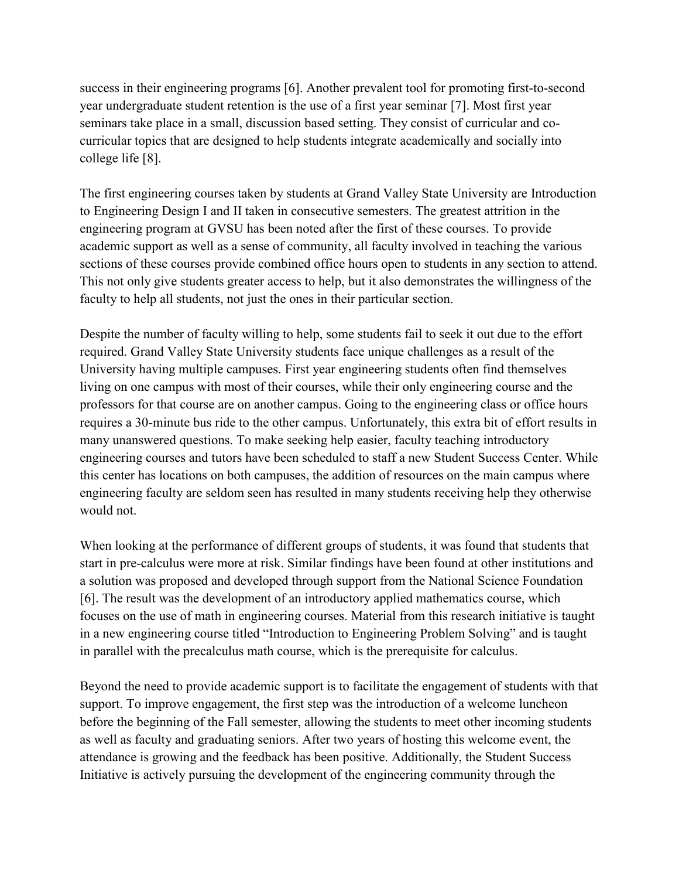success in their engineering programs [6]. Another prevalent tool for promoting first-to-second year undergraduate student retention is the use of a first year seminar [7]. Most first year seminars take place in a small, discussion based setting. They consist of curricular and co-curricular topics that are designed to help students integrate academically and socially into college life [8].

The first engineering courses taken by students at Grand Valley State University are Introduction to Engineering Design I and II taken in consecutive semesters. The greatest attrition in the engineering program at GVSU has been noted after the first of these courses. To provide academic support as well as a sense of community, all faculty involved in teaching the various sections of these courses provide combined office hours open to students in any section to attend. This not only give students greater access to help, but it also demonstrates the willingness of the faculty to help all students, not just the ones in their particular section.

Despite the number of faculty willing to help, some students fail to seek it out due to the effort required. Grand Valley State University students face unique challenges as a result of the University having multiple campuses. First year engineering students often find themselves living on one campus with most of their courses, while their only engineering course and the professors for that course are on another campus. Going to the engineering class or office hours requires a 30-minute bus ride to the other campus. Unfortunately, this extra bit of effort results in many unanswered questions. To make seeking help easier, faculty teaching introductory engineering courses and tutors have been scheduled to staff a new Student Success Center. While this center has locations on both campuses, the addition of resources on the main campus where engineering faculty are seldom seen has resulted in many students receiving help they otherwise would not.

When looking at the performance of different groups of students, it was found that students that start in pre-calculus were more at risk. Similar findings have been found at other institutions and a solution was proposed and developed through support from the National Science Foundation [6]. The result was the development of an introductory applied mathematics course, which focuses on the use of math in engineering courses. Material from this research initiative is taught in a new engineering course titled "Introduction to Engineering Problem Solving" and is taught in parallel with the precalculus math course, which is the prerequisite for calculus.

Beyond the need to provide academic support is to facilitate the engagement of students with that support. To improve engagement, the first step was the introduction of a welcome luncheon before the beginning of the Fall semester, allowing the students to meet other incoming students as well as faculty and graduating seniors. After two years of hosting this welcome event, the attendance is growing and the feedback has been positive. Additionally, the Student Success Initiative is actively pursuing the development of the engineering community through the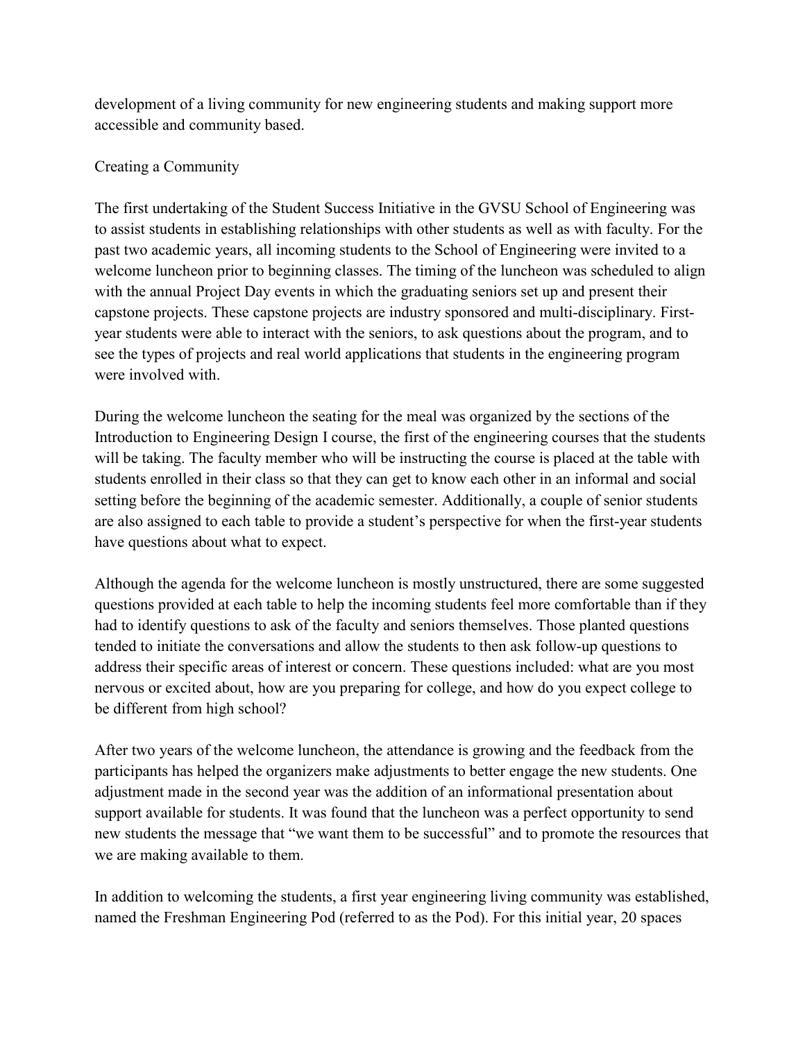development of a living community for new engineering students and making support more accessible and community based.

## Creating a Community

The first undertaking of the Student Success Initiative in the GVSU School of Engineering was to assist students in establishing relationships with other students as well as with faculty. For the past two academic years, all incoming students to the School of Engineering were invited to a welcome luncheon prior to beginning classes. The timing of the luncheon was scheduled to align with the annual Project Day events in which the graduating seniors set up and present their capstone projects. These capstone projects are industry sponsored and multi-disciplinary. First-year students were able to interact with the seniors, to ask questions about the program, and to see the types of projects and real world applications that students in the engineering program were involved with.

During the welcome luncheon the seating for the meal was organized by the sections of the Introduction to Engineering Design I course, the first of the engineering courses that the students will be taking. The faculty member who will be instructing the course is placed at the table with students enrolled in their class so that they can get to know each other in an informal and social setting before the beginning of the academic semester. Additionally, a couple of senior students are also assigned to each table to provide a student's perspective for when the first-year students have questions about what to expect.

Although the agenda for the welcome luncheon is mostly unstructured, there are some suggested questions provided at each table to help the incoming students feel more comfortable than if they had to identify questions to ask of the faculty and seniors themselves. Those planted questions tended to initiate the conversations and allow the students to then ask follow-up questions to address their specific areas of interest or concern. These questions included: what are you most nervous or excited about, how are you preparing for college, and how do you expect college to be different from high school?

After two years of the welcome luncheon, the attendance is growing and the feedback from the participants has helped the organizers make adjustments to better engage the new students. One adjustment made in the second year was the addition of an informational presentation about support available for students. It was found that the luncheon was a perfect opportunity to send new students the message that "we want them to be successful" and to promote the resources that we are making available to them.

In addition to welcoming the students, a first year engineering living community was established, named the Freshman Engineering Pod (referred to as the Pod). For this initial year, 20 spaces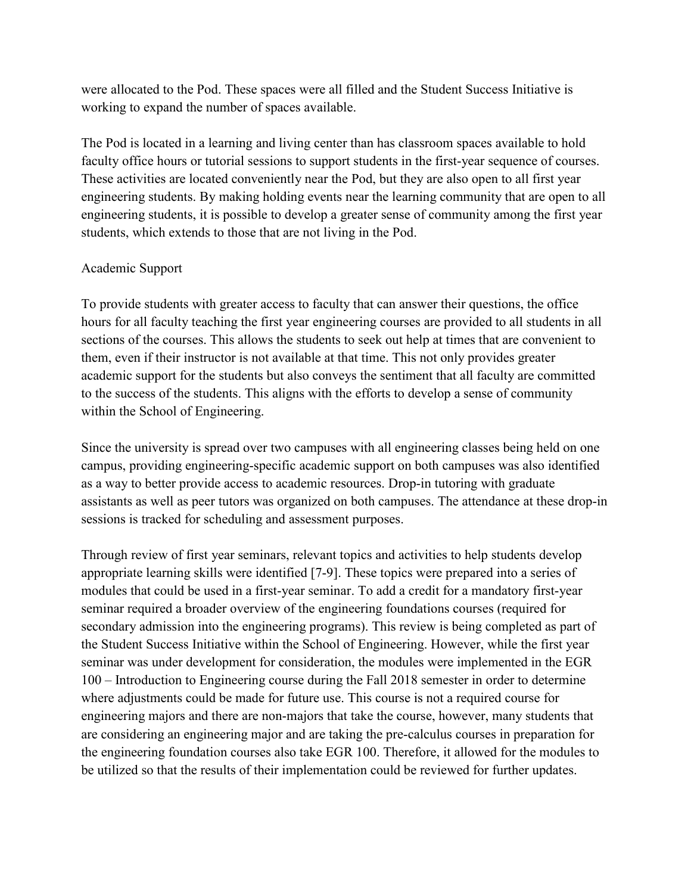were allocated to the Pod. These spaces were all filled and the Student Success Initiative is working to expand the number of spaces available.

The Pod is located in a learning and living center than has classroom spaces available to hold faculty office hours or tutorial sessions to support students in the first-year sequence of courses. These activities are located conveniently near the Pod, but they are also open to all first year engineering students. By making holding events near the learning community that are open to all engineering students, it is possible to develop a greater sense of community among the first year students, which extends to those that are not living in the Pod.

## Academic Support

To provide students with greater access to faculty that can answer their questions, the office hours for all faculty teaching the first year engineering courses are provided to all students in all sections of the courses. This allows the students to seek out help at times that are convenient to them, even if their instructor is not available at that time. This not only provides greater academic support for the students but also conveys the sentiment that all faculty are committed to the success of the students. This aligns with the efforts to develop a sense of community within the School of Engineering.

Since the university is spread over two campuses with all engineering classes being held on one campus, providing engineering-specific academic support on both campuses was also identified as a way to better provide access to academic resources. Drop-in tutoring with graduate assistants as well as peer tutors was organized on both campuses. The attendance at these drop-in sessions is tracked for scheduling and assessment purposes.

Through review of first year seminars, relevant topics and activities to help students develop appropriate learning skills were identified [7-9]. These topics were prepared into a series of modules that could be used in a first-year seminar. To add a credit for a mandatory first-year seminar required a broader overview of the engineering foundations courses (required for secondary admission into the engineering programs). This review is being completed as part of the Student Success Initiative within the School of Engineering. However, while the first year seminar was under development for consideration, the modules were implemented in the EGR 100 – Introduction to Engineering course during the Fall 2018 semester in order to determine where adjustments could be made for future use. This course is not a required course for engineering majors and there are non-majors that take the course, however, many students that are considering an engineering major and are taking the pre-calculus courses in preparation for the engineering foundation courses also take EGR 100. Therefore, it allowed for the modules to be utilized so that the results of their implementation could be reviewed for further updates.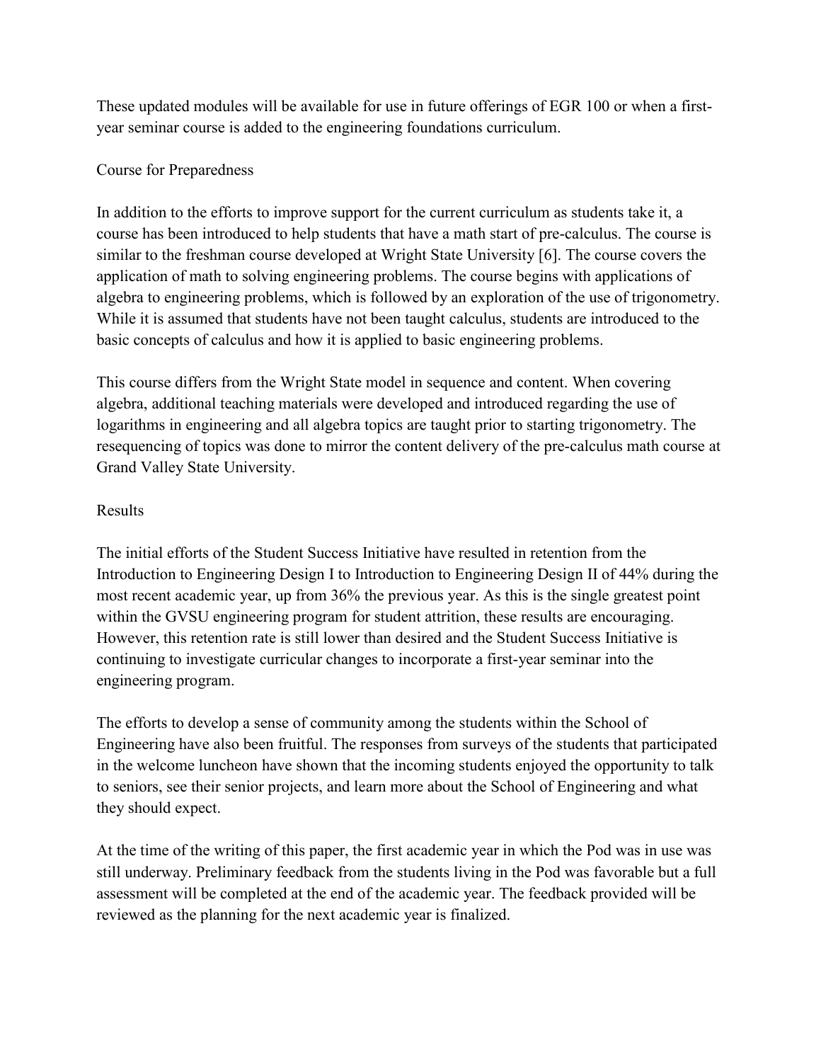These updated modules will be available for use in future offerings of EGR 100 or when a first-year seminar course is added to the engineering foundations curriculum.

## Course for Preparedness

In addition to the efforts to improve support for the current curriculum as students take it, a course has been introduced to help students that have a math start of pre-calculus. The course is similar to the freshman course developed at Wright State University [6]. The course covers the application of math to solving engineering problems. The course begins with applications of algebra to engineering problems, which is followed by an exploration of the use of trigonometry. While it is assumed that students have not been taught calculus, students are introduced to the basic concepts of calculus and how it is applied to basic engineering problems.

This course differs from the Wright State model in sequence and content. When covering algebra, additional teaching materials were developed and introduced regarding the use of logarithms in engineering and all algebra topics are taught prior to starting trigonometry. The resequencing of topics was done to mirror the content delivery of the pre-calculus math course at Grand Valley State University.

## Results

The initial efforts of the Student Success Initiative have resulted in retention from the Introduction to Engineering Design I to Introduction to Engineering Design II of 44% during the most recent academic year, up from 36% the previous year. As this is the single greatest point within the GVSU engineering program for student attrition, these results are encouraging. However, this retention rate is still lower than desired and the Student Success Initiative is continuing to investigate curricular changes to incorporate a first-year seminar into the engineering program.

The efforts to develop a sense of community among the students within the School of Engineering have also been fruitful. The responses from surveys of the students that participated in the welcome luncheon have shown that the incoming students enjoyed the opportunity to talk to seniors, see their senior projects, and learn more about the School of Engineering and what they should expect.

At the time of the writing of this paper, the first academic year in which the Pod was in use was still underway. Preliminary feedback from the students living in the Pod was favorable but a full assessment will be completed at the end of the academic year. The feedback provided will be reviewed as the planning for the next academic year is finalized.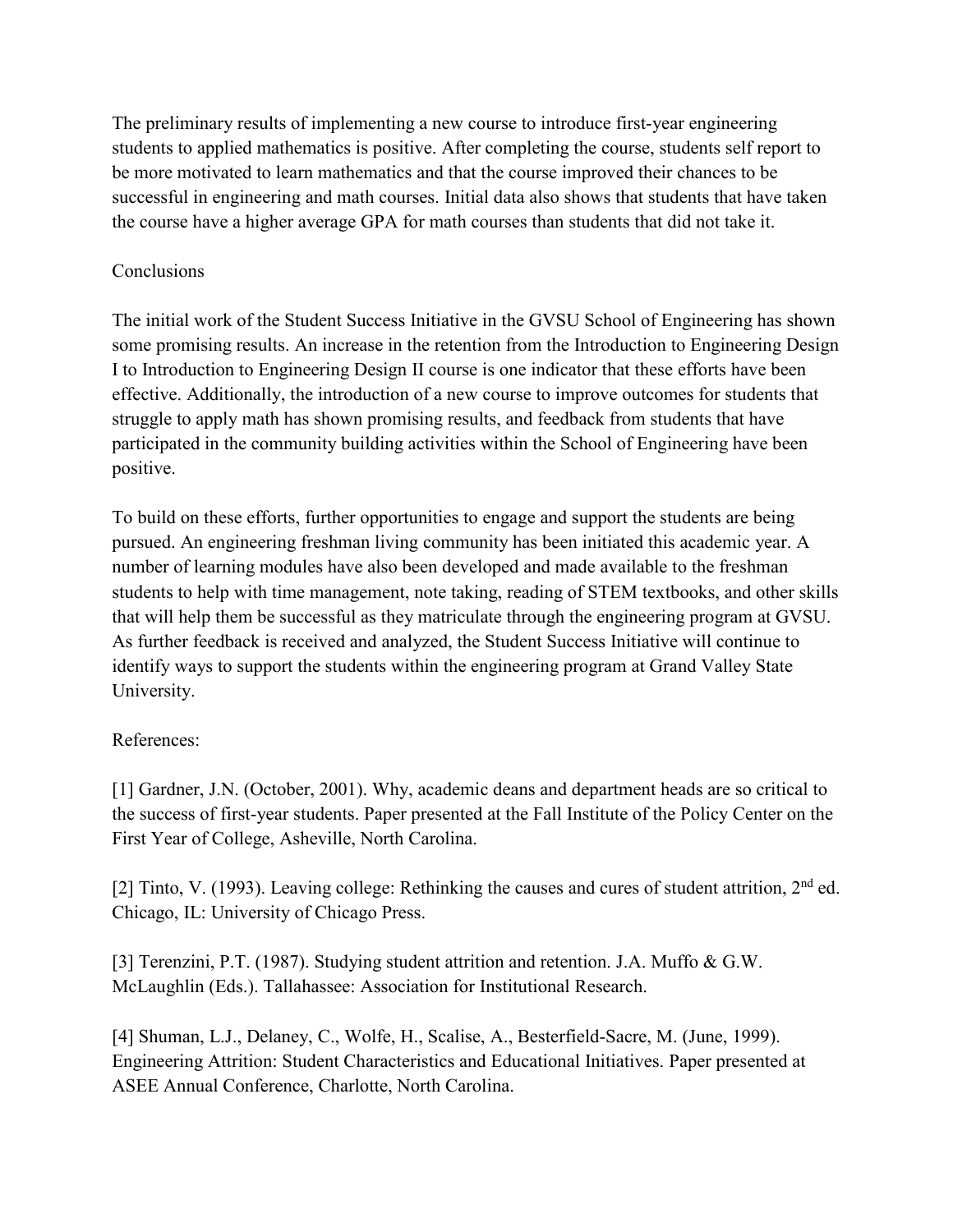The preliminary results of implementing a new course to introduce first-year engineering students to applied mathematics is positive. After completing the course, students self report to be more motivated to learn mathematics and that the course improved their chances to be successful in engineering and math courses. Initial data also shows that students that have taken the course have a higher average GPA for math courses than students that did not take it.

## Conclusions

The initial work of the Student Success Initiative in the GVSU School of Engineering has shown some promising results. An increase in the retention from the Introduction to Engineering Design I to Introduction to Engineering Design II course is one indicator that these efforts have been effective. Additionally, the introduction of a new course to improve outcomes for students that struggle to apply math has shown promising results, and feedback from students that have participated in the community building activities within the School of Engineering have been positive.

To build on these efforts, further opportunities to engage and support the students are being pursued. An engineering freshman living community has been initiated this academic year. A number of learning modules have also been developed and made available to the freshman students to help with time management, note taking, reading of STEM textbooks, and other skills that will help them be successful as they matriculate through the engineering program at GVSU. As further feedback is received and analyzed, the Student Success Initiative will continue to identify ways to support the students within the engineering program at Grand Valley State University.

## References:

[1] Gardner, J.N. (October, 2001). Why, academic deans and department heads are so critical to the success of first-year students. Paper presented at the Fall Institute of the Policy Center on the First Year of College, Asheville, North Carolina.

[2] Tinto, V. (1993). Leaving college: Rethinking the causes and cures of student attrition, 2nd ed. Chicago, IL: University of Chicago Press.

[3] Terenzini, P.T. (1987). Studying student attrition and retention. J.A. Muffo & G.W. McLaughlin (Eds.). Tallahassee: Association for Institutional Research.

[4] Shuman, L.J., Delaney, C., Wolfe, H., Scalise, A., Besterfield-Sacre, M. (June, 1999). Engineering Attrition: Student Characteristics and Educational Initiatives. Paper presented at ASEE Annual Conference, Charlotte, North Carolina.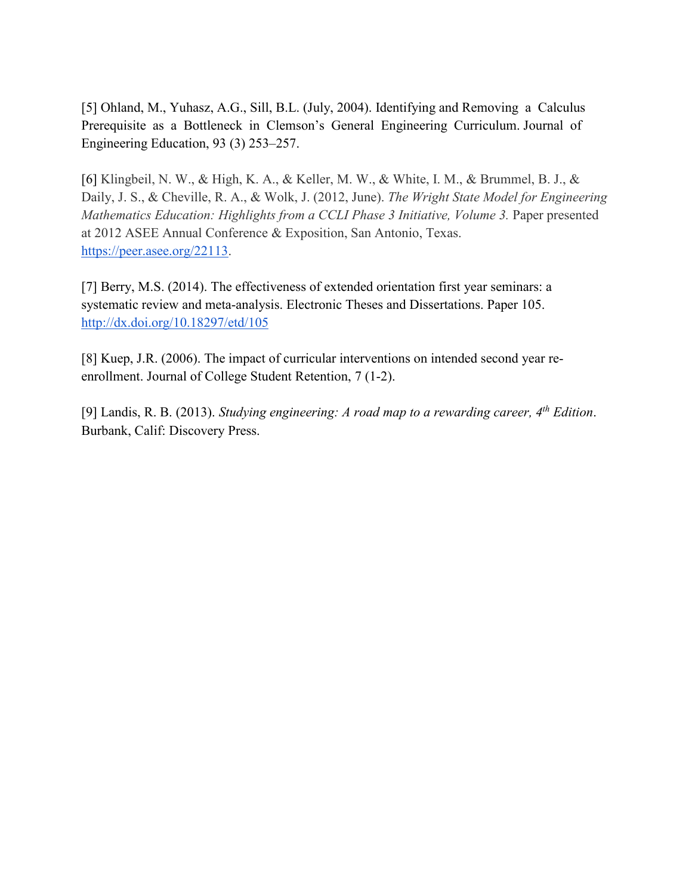[5] Ohland, M., Yuhasz, A.G., Sill, B.L. (July, 2004). Identifying and Removing a Calculus Prerequisite as a Bottleneck in Clemson's General Engineering Curriculum. Journal of Engineering Education, 93 (3) 253–257.

[6] Klingbeil, N. W., & High, K. A., & Keller, M. W., & White, I. M., & Brummel, B. J., & Daily, J. S., & Cheville, R. A., & Wolk, J. (2012, June). *The Wright State Model for Engineering Mathematics Education: Highlights from a CCLI Phase 3 Initiative, Volume 3.* Paper presented at 2012 ASEE Annual Conference & Exposition, San Antonio, Texas. https://peer.asee.org/22113.

[7] Berry, M.S. (2014). The effectiveness of extended orientation first year seminars: a systematic review and meta-analysis. Electronic Theses and Dissertations. Paper 105. http://dx.doi.org/10.18297/etd/105

[8] Kuep, J.R. (2006). The impact of curricular interventions on intended second year re-enrollment. Journal of College Student Retention, 7 (1-2).

[9] Landis, R. B. (2013). *Studying engineering: A road map to a rewarding career, 4th Edition*. Burbank, Calif: Discovery Press.